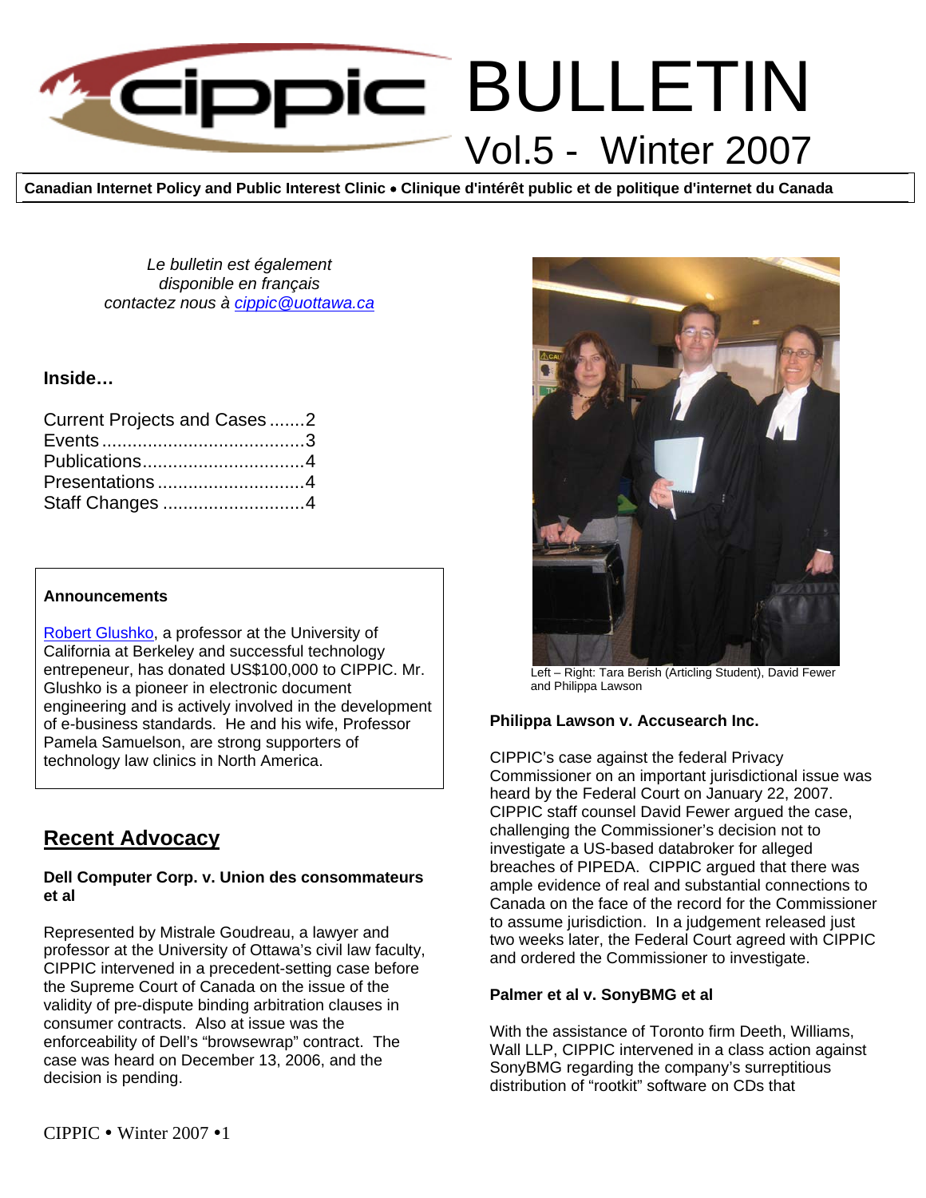# CIPPIC BULLETIN

## Vol.5 - Winter 2007

**Canadian Internet Policy and Public Interest Clinic • Clinique d'intérêt public et de politique d'internet du Canada**

*Le bulletin est également disponible en français contactez nous à cippic@uottawa.ca*

**Inside…**

- Current Projects and Cases .......2
- Events ........................................3
- Publications................................4
- Presentations .............................4
- Staff Changes ............................4

> **Announcements**
>
> Robert Glushko, a professor at the University of California at Berkeley and successful technology entrepeneur, has donated US$100,000 to CIPPIC. Mr. Glushko is a pioneer in electronic document engineering and is actively involved in the development of e-business standards. He and his wife, Professor Pamela Samuelson, are strong supporters of technology law clinics in North America.

## Recent Advocacy

### Dell Computer Corp. v. Union des consommateurs et al

Represented by Mistrale Goudreau, a lawyer and professor at the University of Ottawa's civil law faculty, CIPPIC intervened in a precedent-setting case before the Supreme Court of Canada on the issue of the validity of pre-dispute binding arbitration clauses in consumer contracts. Also at issue was the enforceability of Dell's "browsewrap" contract. The case was heard on December 13, 2006, and the decision is pending.

Left – Right: Tara Berish (Articling Student), David Fewer and Philippa Lawson

### Philippa Lawson v. Accusearch Inc.

CIPPIC's case against the federal Privacy Commissioner on an important jurisdictional issue was heard by the Federal Court on January 22, 2007. CIPPIC staff counsel David Fewer argued the case, challenging the Commissioner's decision not to investigate a US-based databroker for alleged breaches of PIPEDA. CIPPIC argued that there was ample evidence of real and substantial connections to Canada on the face of the record for the Commissioner to assume jurisdiction. In a judgement released just two weeks later, the Federal Court agreed with CIPPIC and ordered the Commissioner to investigate.

### Palmer et al v. SonyBMG et al

With the assistance of Toronto firm Deeth, Williams, Wall LLP, CIPPIC intervened in a class action against SonyBMG regarding the company's surreptitious distribution of "rootkit" software on CDs that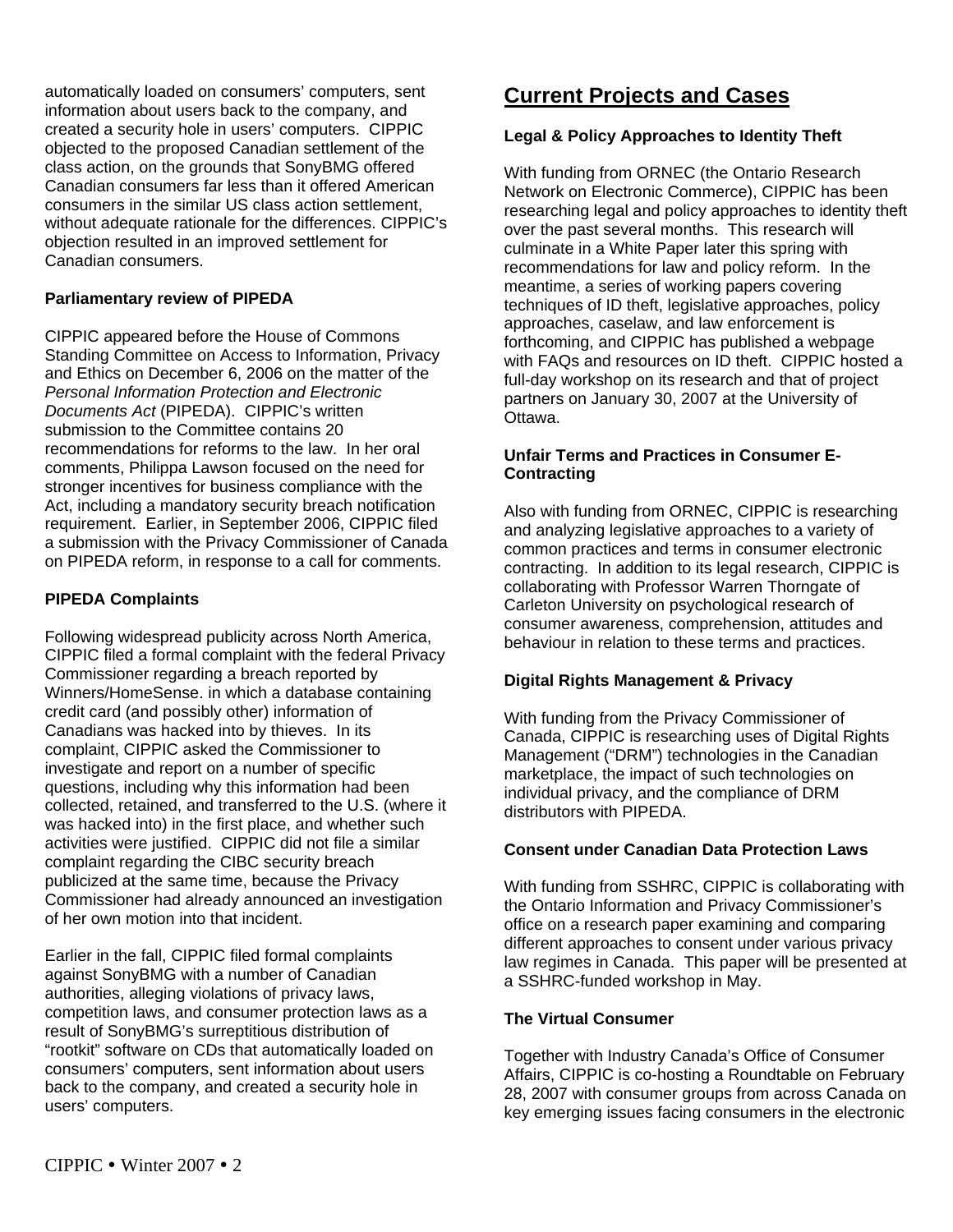automatically loaded on consumers' computers, sent information about users back to the company, and created a security hole in users' computers. CIPPIC objected to the proposed Canadian settlement of the class action, on the grounds that SonyBMG offered Canadian consumers far less than it offered American consumers in the similar US class action settlement, without adequate rationale for the differences. CIPPIC's objection resulted in an improved settlement for Canadian consumers.

**Parliamentary review of PIPEDA**

CIPPIC appeared before the House of Commons Standing Committee on Access to Information, Privacy and Ethics on December 6, 2006 on the matter of the *Personal Information Protection and Electronic Documents Act* (PIPEDA). CIPPIC's written submission to the Committee contains 20 recommendations for reforms to the law. In her oral comments, Philippa Lawson focused on the need for stronger incentives for business compliance with the Act, including a mandatory security breach notification requirement. Earlier, in September 2006, CIPPIC filed a submission with the Privacy Commissioner of Canada on PIPEDA reform, in response to a call for comments.

**PIPEDA Complaints**

Following widespread publicity across North America, CIPPIC filed a formal complaint with the federal Privacy Commissioner regarding a breach reported by Winners/HomeSense. in which a database containing credit card (and possibly other) information of Canadians was hacked into by thieves. In its complaint, CIPPIC asked the Commissioner to investigate and report on a number of specific questions, including why this information had been collected, retained, and transferred to the U.S. (where it was hacked into) in the first place, and whether such activities were justified. CIPPIC did not file a similar complaint regarding the CIBC security breach publicized at the same time, because the Privacy Commissioner had already announced an investigation of her own motion into that incident.

Earlier in the fall, CIPPIC filed formal complaints against SonyBMG with a number of Canadian authorities, alleging violations of privacy laws, competition laws, and consumer protection laws as a result of SonyBMG's surreptitious distribution of "rootkit" software on CDs that automatically loaded on consumers' computers, sent information about users back to the company, and created a security hole in users' computers.

## Current Projects and Cases

**Legal & Policy Approaches to Identity Theft**

With funding from ORNEC (the Ontario Research Network on Electronic Commerce), CIPPIC has been researching legal and policy approaches to identity theft over the past several months. This research will culminate in a White Paper later this spring with recommendations for law and policy reform. In the meantime, a series of working papers covering techniques of ID theft, legislative approaches, policy approaches, caselaw, and law enforcement is forthcoming, and CIPPIC has published a webpage with FAQs and resources on ID theft. CIPPIC hosted a full-day workshop on its research and that of project partners on January 30, 2007 at the University of Ottawa.

**Unfair Terms and Practices in Consumer E-Contracting**

Also with funding from ORNEC, CIPPIC is researching and analyzing legislative approaches to a variety of common practices and terms in consumer electronic contracting. In addition to its legal research, CIPPIC is collaborating with Professor Warren Thorngate of Carleton University on psychological research of consumer awareness, comprehension, attitudes and behaviour in relation to these terms and practices.

**Digital Rights Management & Privacy**

With funding from the Privacy Commissioner of Canada, CIPPIC is researching uses of Digital Rights Management ("DRM") technologies in the Canadian marketplace, the impact of such technologies on individual privacy, and the compliance of DRM distributors with PIPEDA.

**Consent under Canadian Data Protection Laws**

With funding from SSHRC, CIPPIC is collaborating with the Ontario Information and Privacy Commissioner's office on a research paper examining and comparing different approaches to consent under various privacy law regimes in Canada. This paper will be presented at a SSHRC-funded workshop in May.

**The Virtual Consumer**

Together with Industry Canada's Office of Consumer Affairs, CIPPIC is co-hosting a Roundtable on February 28, 2007 with consumer groups from across Canada on key emerging issues facing consumers in the electronic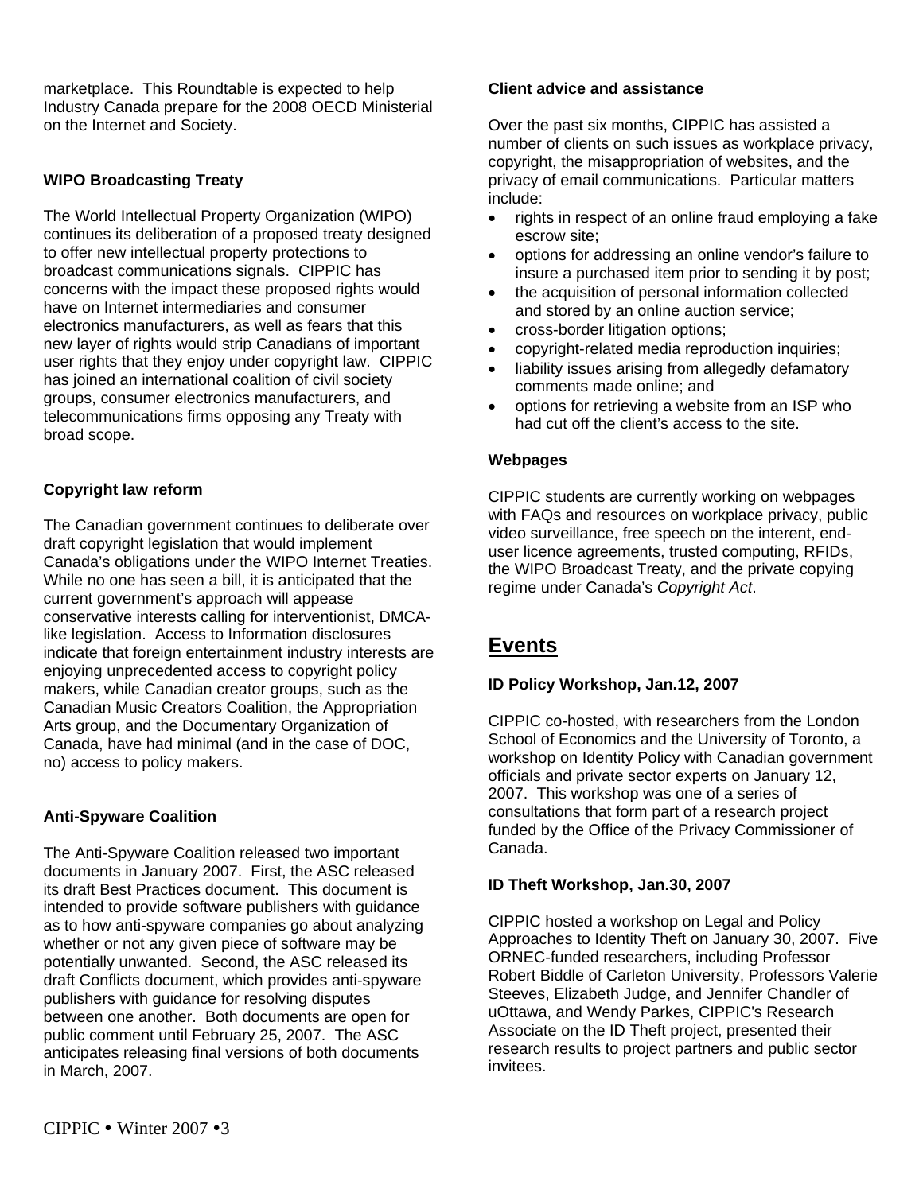marketplace. This Roundtable is expected to help Industry Canada prepare for the 2008 OECD Ministerial on the Internet and Society.

**WIPO Broadcasting Treaty**

The World Intellectual Property Organization (WIPO) continues its deliberation of a proposed treaty designed to offer new intellectual property protections to broadcast communications signals. CIPPIC has concerns with the impact these proposed rights would have on Internet intermediaries and consumer electronics manufacturers, as well as fears that this new layer of rights would strip Canadians of important user rights that they enjoy under copyright law. CIPPIC has joined an international coalition of civil society groups, consumer electronics manufacturers, and telecommunications firms opposing any Treaty with broad scope.

**Copyright law reform**

The Canadian government continues to deliberate over draft copyright legislation that would implement Canada's obligations under the WIPO Internet Treaties. While no one has seen a bill, it is anticipated that the current government's approach will appease conservative interests calling for interventionist, DMCA-like legislation. Access to Information disclosures indicate that foreign entertainment industry interests are enjoying unprecedented access to copyright policy makers, while Canadian creator groups, such as the Canadian Music Creators Coalition, the Appropriation Arts group, and the Documentary Organization of Canada, have had minimal (and in the case of DOC, no) access to policy makers.

**Anti-Spyware Coalition**

The Anti-Spyware Coalition released two important documents in January 2007. First, the ASC released its draft Best Practices document. This document is intended to provide software publishers with guidance as to how anti-spyware companies go about analyzing whether or not any given piece of software may be potentially unwanted. Second, the ASC released its draft Conflicts document, which provides anti-spyware publishers with guidance for resolving disputes between one another. Both documents are open for public comment until February 25, 2007. The ASC anticipates releasing final versions of both documents in March, 2007.

**Client advice and assistance**

Over the past six months, CIPPIC has assisted a number of clients on such issues as workplace privacy, copyright, the misappropriation of websites, and the privacy of email communications. Particular matters include:

- rights in respect of an online fraud employing a fake escrow site;
- options for addressing an online vendor's failure to insure a purchased item prior to sending it by post;
- the acquisition of personal information collected and stored by an online auction service;
- cross-border litigation options;
- copyright-related media reproduction inquiries;
- liability issues arising from allegedly defamatory comments made online; and
- options for retrieving a website from an ISP who had cut off the client's access to the site.

**Webpages**

CIPPIC students are currently working on webpages with FAQs and resources on workplace privacy, public video surveillance, free speech on the interent, end-user licence agreements, trusted computing, RFIDs, the WIPO Broadcast Treaty, and the private copying regime under Canada's *Copyright Act*.

## Events

**ID Policy Workshop, Jan.12, 2007**

CIPPIC co-hosted, with researchers from the London School of Economics and the University of Toronto, a workshop on Identity Policy with Canadian government officials and private sector experts on January 12, 2007. This workshop was one of a series of consultations that form part of a research project funded by the Office of the Privacy Commissioner of Canada.

**ID Theft Workshop, Jan.30, 2007**

CIPPIC hosted a workshop on Legal and Policy Approaches to Identity Theft on January 30, 2007. Five ORNEC-funded researchers, including Professor Robert Biddle of Carleton University, Professors Valerie Steeves, Elizabeth Judge, and Jennifer Chandler of uOttawa, and Wendy Parkes, CIPPIC's Research Associate on the ID Theft project, presented their research results to project partners and public sector invitees.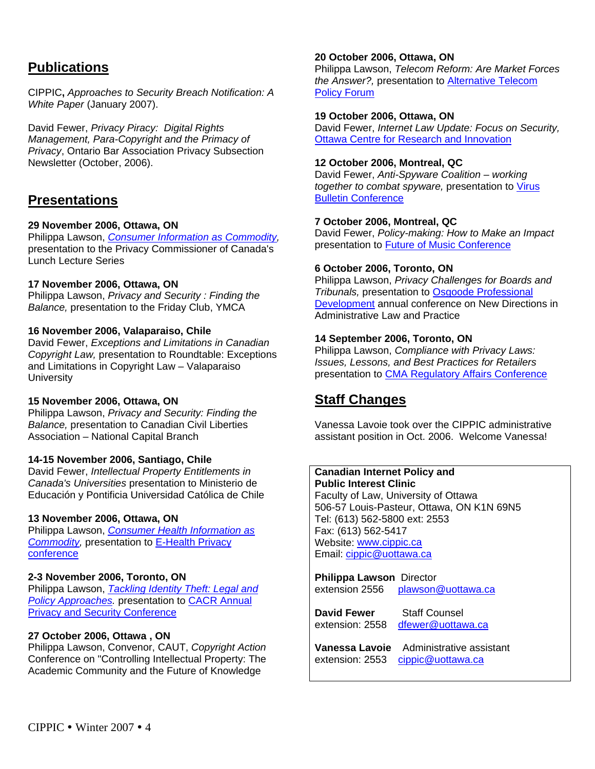## Publications

CIPPIC**,** *Approaches to Security Breach Notification: A White Paper* (January 2007).

David Fewer, *Privacy Piracy: Digital Rights Management, Para-Copyright and the Primacy of Privacy*, Ontario Bar Association Privacy Subsection Newsletter (October, 2006).

## Presentations

**29 November 2006, Ottawa, ON**
Philippa Lawson, *Consumer Information as Commodity,* presentation to the Privacy Commissioner of Canada's Lunch Lecture Series

**17 November 2006, Ottawa, ON**
Philippa Lawson, *Privacy and Security : Finding the Balance,* presentation to the Friday Club, YMCA

**16 November 2006, Valaparaiso, Chile**
David Fewer, *Exceptions and Limitations in Canadian Copyright Law,* presentation to Roundtable: Exceptions and Limitations in Copyright Law – Valaparaiso University

**15 November 2006, Ottawa, ON**
Philippa Lawson, *Privacy and Security: Finding the Balance,* presentation to Canadian Civil Liberties Association – National Capital Branch

**14-15 November 2006, Santiago, Chile**
David Fewer, *Intellectual Property Entitlements in Canada's Universities* presentation to Ministerio de Educación y Pontificia Universidad Católica de Chile

**13 November 2006, Ottawa, ON**
Philippa Lawson, *Consumer Health Information as Commodity,* presentation to E-Health Privacy conference

**2-3 November 2006, Toronto, ON**
Philippa Lawson, *Tackling Identity Theft: Legal and Policy Approaches.* presentation to CACR Annual Privacy and Security Conference

**27 October 2006, Ottawa , ON**
Philippa Lawson, Convenor, CAUT, *Copyright Action* Conference on "Controlling Intellectual Property: The Academic Community and the Future of Knowledge

**20 October 2006, Ottawa, ON**
Philippa Lawson, *Telecom Reform: Are Market Forces the Answer?,* presentation to Alternative Telecom Policy Forum

**19 October 2006, Ottawa, ON**
David Fewer, *Internet Law Update: Focus on Security,* Ottawa Centre for Research and Innovation

**12 October 2006, Montreal, QC**
David Fewer, *Anti-Spyware Coalition – working together to combat spyware,* presentation to Virus Bulletin Conference

**7 October 2006, Montreal, QC**
David Fewer, *Policy-making: How to Make an Impact* presentation to Future of Music Conference

**6 October 2006, Toronto, ON**
Philippa Lawson, *Privacy Challenges for Boards and Tribunals,* presentation to Osgoode Professional Development annual conference on New Directions in Administrative Law and Practice

**14 September 2006, Toronto, ON**
Philippa Lawson, *Compliance with Privacy Laws: Issues, Lessons, and Best Practices for Retailers* presentation to CMA Regulatory Affairs Conference

## Staff Changes

Vanessa Lavoie took over the CIPPIC administrative assistant position in Oct. 2006. Welcome Vanessa!

**Canadian Internet Policy and Public Interest Clinic**
Faculty of Law, University of Ottawa
506-57 Louis-Pasteur, Ottawa, ON K1N 69N5
Tel: (613) 562-5800 ext: 2553
Fax: (613) 562-5417
Website: www.cippic.ca
Email: cippic@uottawa.ca

**Philippa Lawson** Director
extension 2556 plawson@uottawa.ca

**David Fewer** Staff Counsel
extension: 2558 dfewer@uottawa.ca

**Vanessa Lavoie** Administrative assistant
extension: 2553 cippic@uottawa.ca